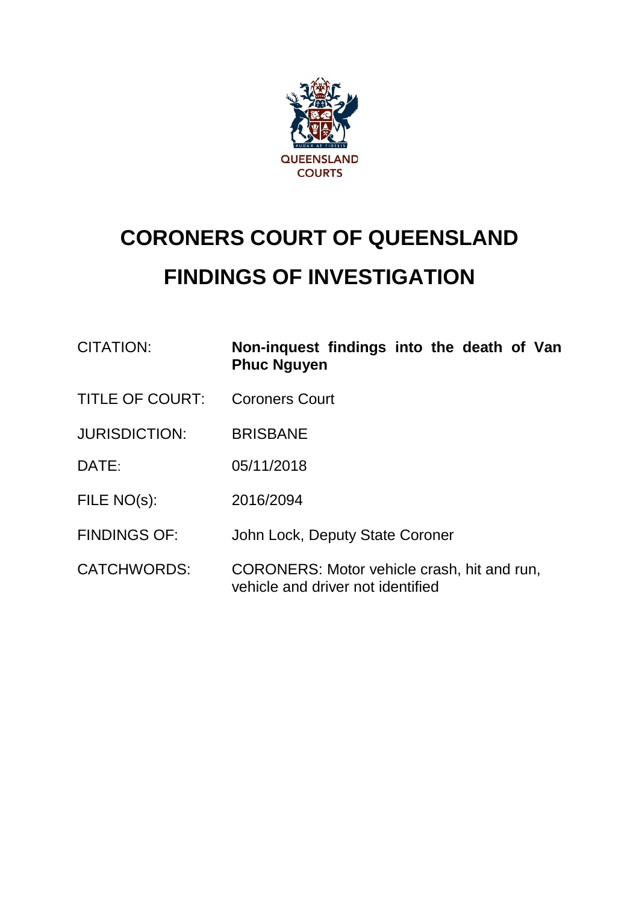QUEENSLAND COURTS

# CORONERS COURT OF QUEENSLAND

# FINDINGS OF INVESTIGATION

| | |
|---|---|
| CITATION: | **Non-inquest findings into the death of Van Phuc Nguyen** |
| TITLE OF COURT: | Coroners Court |
| JURISDICTION: | BRISBANE |
| DATE: | 05/11/2018 |
| FILE NO(s): | 2016/2094 |
| FINDINGS OF: | John Lock, Deputy State Coroner |
| CATCHWORDS: | CORONERS: Motor vehicle crash, hit and run, vehicle and driver not identified |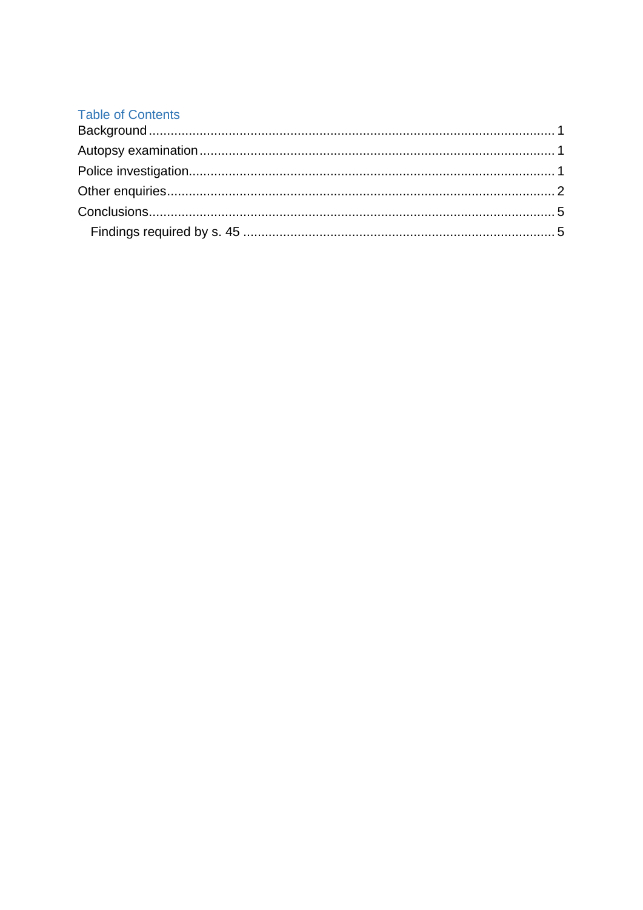## Table of Contents

Background ........................................................................................................... 1
Autopsy examination ............................................................................................. 1
Police investigation................................................................................................ 1
Other enquiries...................................................................................................... 2
Conclusions........................................................................................................... 5
    Findings required by s. 45 ................................................................................. 5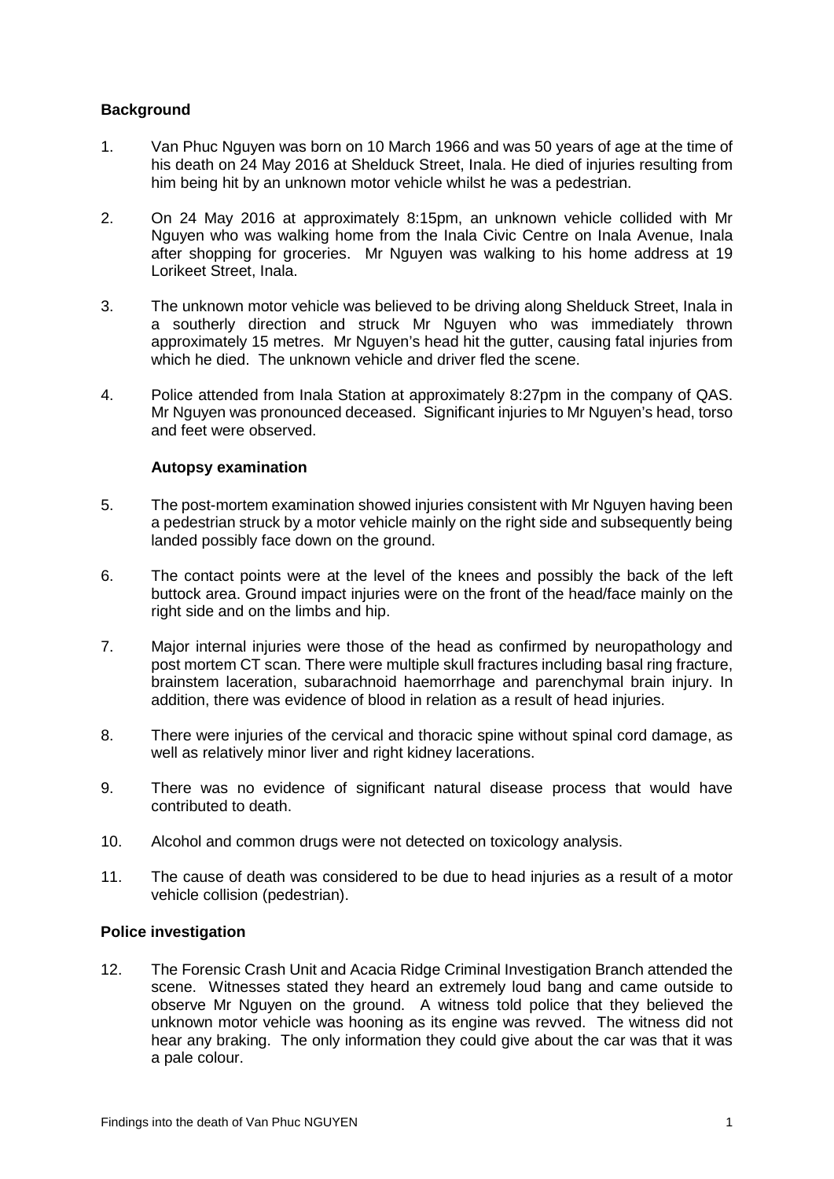## Background

1. Van Phuc Nguyen was born on 10 March 1966 and was 50 years of age at the time of his death on 24 May 2016 at Shelduck Street, Inala. He died of injuries resulting from him being hit by an unknown motor vehicle whilst he was a pedestrian.

2. On 24 May 2016 at approximately 8:15pm, an unknown vehicle collided with Mr Nguyen who was walking home from the Inala Civic Centre on Inala Avenue, Inala after shopping for groceries. Mr Nguyen was walking to his home address at 19 Lorikeet Street, Inala.

3. The unknown motor vehicle was believed to be driving along Shelduck Street, Inala in a southerly direction and struck Mr Nguyen who was immediately thrown approximately 15 metres. Mr Nguyen's head hit the gutter, causing fatal injuries from which he died. The unknown vehicle and driver fled the scene.

4. Police attended from Inala Station at approximately 8:27pm in the company of QAS. Mr Nguyen was pronounced deceased. Significant injuries to Mr Nguyen's head, torso and feet were observed.

### Autopsy examination

5. The post-mortem examination showed injuries consistent with Mr Nguyen having been a pedestrian struck by a motor vehicle mainly on the right side and subsequently being landed possibly face down on the ground.

6. The contact points were at the level of the knees and possibly the back of the left buttock area. Ground impact injuries were on the front of the head/face mainly on the right side and on the limbs and hip.

7. Major internal injuries were those of the head as confirmed by neuropathology and post mortem CT scan. There were multiple skull fractures including basal ring fracture, brainstem laceration, subarachnoid haemorrhage and parenchymal brain injury. In addition, there was evidence of blood in relation as a result of head injuries.

8. There were injuries of the cervical and thoracic spine without spinal cord damage, as well as relatively minor liver and right kidney lacerations.

9. There was no evidence of significant natural disease process that would have contributed to death.

10. Alcohol and common drugs were not detected on toxicology analysis.

11. The cause of death was considered to be due to head injuries as a result of a motor vehicle collision (pedestrian).

## Police investigation

12. The Forensic Crash Unit and Acacia Ridge Criminal Investigation Branch attended the scene. Witnesses stated they heard an extremely loud bang and came outside to observe Mr Nguyen on the ground. A witness told police that they believed the unknown motor vehicle was hooning as its engine was revved. The witness did not hear any braking. The only information they could give about the car was that it was a pale colour.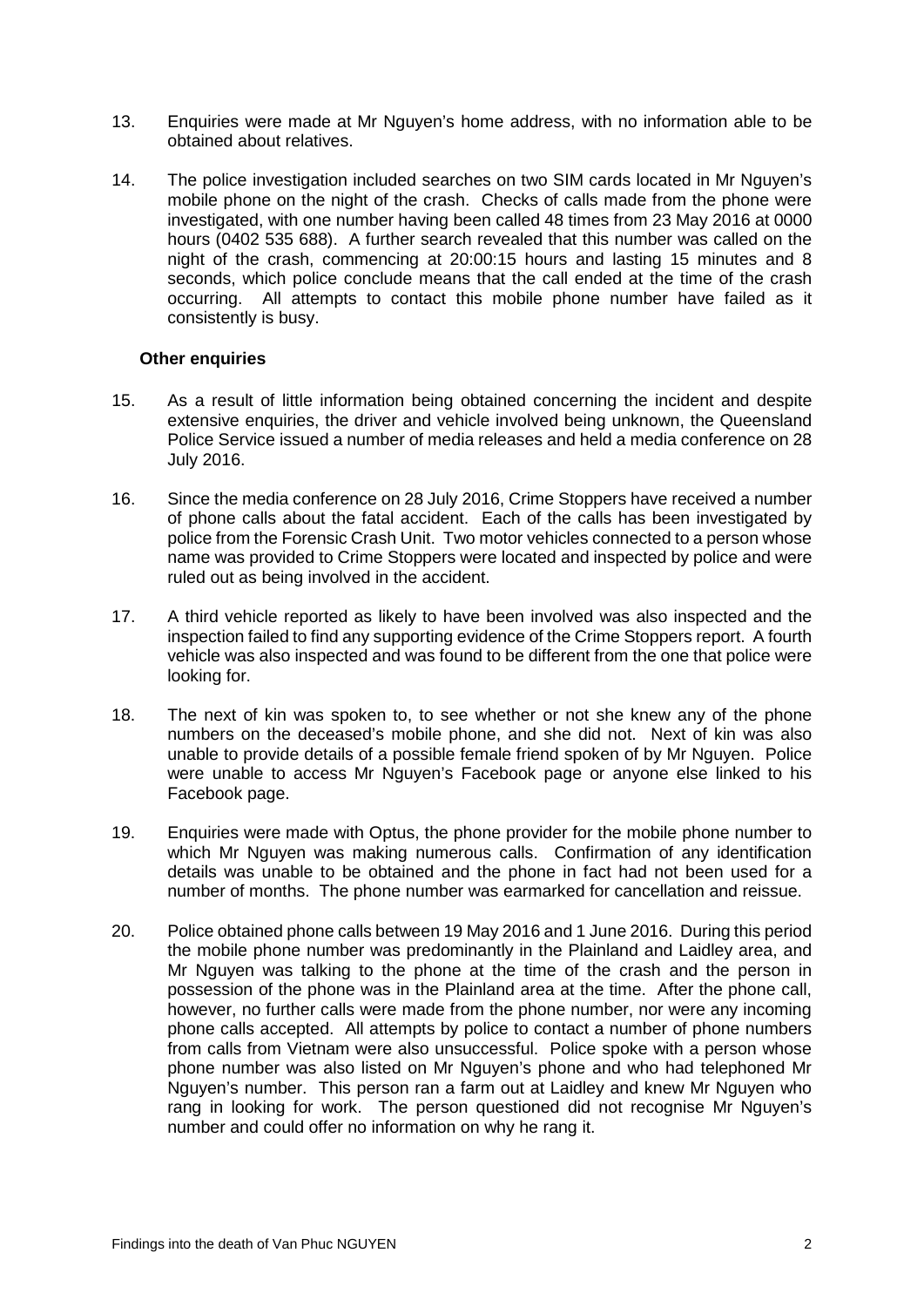13. Enquiries were made at Mr Nguyen's home address, with no information able to be obtained about relatives.

14. The police investigation included searches on two SIM cards located in Mr Nguyen's mobile phone on the night of the crash. Checks of calls made from the phone were investigated, with one number having been called 48 times from 23 May 2016 at 0000 hours (0402 535 688). A further search revealed that this number was called on the night of the crash, commencing at 20:00:15 hours and lasting 15 minutes and 8 seconds, which police conclude means that the call ended at the time of the crash occurring. All attempts to contact this mobile phone number have failed as it consistently is busy.

**Other enquiries**

15. As a result of little information being obtained concerning the incident and despite extensive enquiries, the driver and vehicle involved being unknown, the Queensland Police Service issued a number of media releases and held a media conference on 28 July 2016.

16. Since the media conference on 28 July 2016, Crime Stoppers have received a number of phone calls about the fatal accident. Each of the calls has been investigated by police from the Forensic Crash Unit. Two motor vehicles connected to a person whose name was provided to Crime Stoppers were located and inspected by police and were ruled out as being involved in the accident.

17. A third vehicle reported as likely to have been involved was also inspected and the inspection failed to find any supporting evidence of the Crime Stoppers report. A fourth vehicle was also inspected and was found to be different from the one that police were looking for.

18. The next of kin was spoken to, to see whether or not she knew any of the phone numbers on the deceased's mobile phone, and she did not. Next of kin was also unable to provide details of a possible female friend spoken of by Mr Nguyen. Police were unable to access Mr Nguyen's Facebook page or anyone else linked to his Facebook page.

19. Enquiries were made with Optus, the phone provider for the mobile phone number to which Mr Nguyen was making numerous calls. Confirmation of any identification details was unable to be obtained and the phone in fact had not been used for a number of months. The phone number was earmarked for cancellation and reissue.

20. Police obtained phone calls between 19 May 2016 and 1 June 2016. During this period the mobile phone number was predominantly in the Plainland and Laidley area, and Mr Nguyen was talking to the phone at the time of the crash and the person in possession of the phone was in the Plainland area at the time. After the phone call, however, no further calls were made from the phone number, nor were any incoming phone calls accepted. All attempts by police to contact a number of phone numbers from calls from Vietnam were also unsuccessful. Police spoke with a person whose phone number was also listed on Mr Nguyen's phone and who had telephoned Mr Nguyen's number. This person ran a farm out at Laidley and knew Mr Nguyen who rang in looking for work. The person questioned did not recognise Mr Nguyen's number and could offer no information on why he rang it.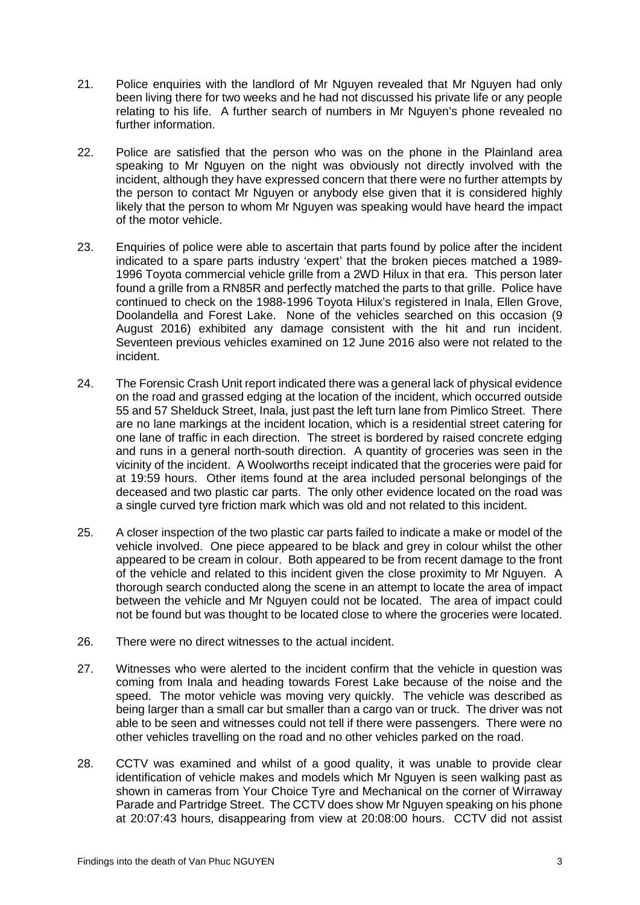21. Police enquiries with the landlord of Mr Nguyen revealed that Mr Nguyen had only been living there for two weeks and he had not discussed his private life or any people relating to his life. A further search of numbers in Mr Nguyen's phone revealed no further information.

22. Police are satisfied that the person who was on the phone in the Plainland area speaking to Mr Nguyen on the night was obviously not directly involved with the incident, although they have expressed concern that there were no further attempts by the person to contact Mr Nguyen or anybody else given that it is considered highly likely that the person to whom Mr Nguyen was speaking would have heard the impact of the motor vehicle.

23. Enquiries of police were able to ascertain that parts found by police after the incident indicated to a spare parts industry 'expert' that the broken pieces matched a 1989-1996 Toyota commercial vehicle grille from a 2WD Hilux in that era. This person later found a grille from a RN85R and perfectly matched the parts to that grille. Police have continued to check on the 1988-1996 Toyota Hilux's registered in Inala, Ellen Grove, Doolandella and Forest Lake. None of the vehicles searched on this occasion (9 August 2016) exhibited any damage consistent with the hit and run incident. Seventeen previous vehicles examined on 12 June 2016 also were not related to the incident.

24. The Forensic Crash Unit report indicated there was a general lack of physical evidence on the road and grassed edging at the location of the incident, which occurred outside 55 and 57 Shelduck Street, Inala, just past the left turn lane from Pimlico Street. There are no lane markings at the incident location, which is a residential street catering for one lane of traffic in each direction. The street is bordered by raised concrete edging and runs in a general north-south direction. A quantity of groceries was seen in the vicinity of the incident. A Woolworths receipt indicated that the groceries were paid for at 19:59 hours. Other items found at the area included personal belongings of the deceased and two plastic car parts. The only other evidence located on the road was a single curved tyre friction mark which was old and not related to this incident.

25. A closer inspection of the two plastic car parts failed to indicate a make or model of the vehicle involved. One piece appeared to be black and grey in colour whilst the other appeared to be cream in colour. Both appeared to be from recent damage to the front of the vehicle and related to this incident given the close proximity to Mr Nguyen. A thorough search conducted along the scene in an attempt to locate the area of impact between the vehicle and Mr Nguyen could not be located. The area of impact could not be found but was thought to be located close to where the groceries were located.

26. There were no direct witnesses to the actual incident.

27. Witnesses who were alerted to the incident confirm that the vehicle in question was coming from Inala and heading towards Forest Lake because of the noise and the speed. The motor vehicle was moving very quickly. The vehicle was described as being larger than a small car but smaller than a cargo van or truck. The driver was not able to be seen and witnesses could not tell if there were passengers. There were no other vehicles travelling on the road and no other vehicles parked on the road.

28. CCTV was examined and whilst of a good quality, it was unable to provide clear identification of vehicle makes and models which Mr Nguyen is seen walking past as shown in cameras from Your Choice Tyre and Mechanical on the corner of Wirraway Parade and Partridge Street. The CCTV does show Mr Nguyen speaking on his phone at 20:07:43 hours, disappearing from view at 20:08:00 hours. CCTV did not assist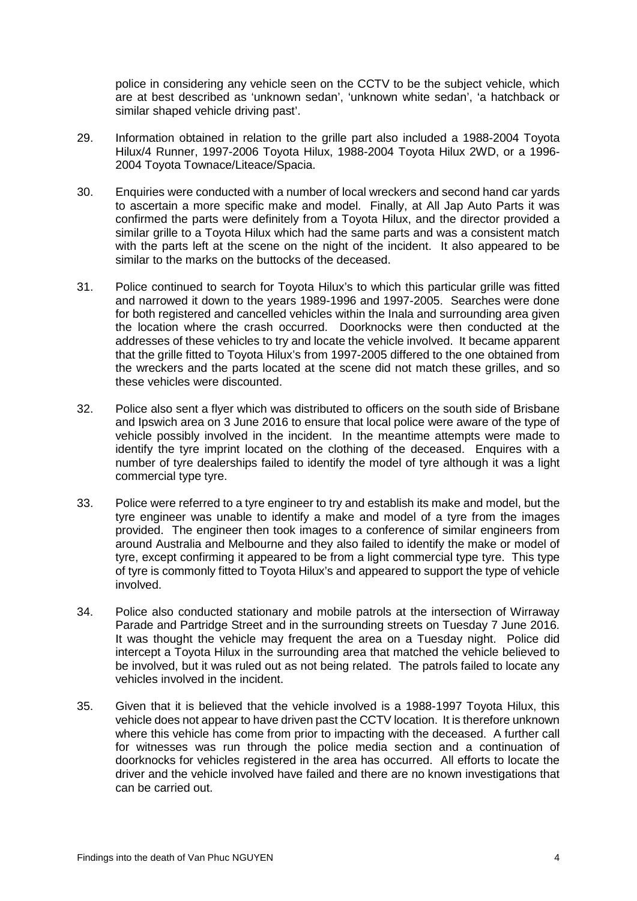police in considering any vehicle seen on the CCTV to be the subject vehicle, which are at best described as 'unknown sedan', 'unknown white sedan', 'a hatchback or similar shaped vehicle driving past'.

29. Information obtained in relation to the grille part also included a 1988-2004 Toyota Hilux/4 Runner, 1997-2006 Toyota Hilux, 1988-2004 Toyota Hilux 2WD, or a 1996-2004 Toyota Townace/Liteace/Spacia.

30. Enquiries were conducted with a number of local wreckers and second hand car yards to ascertain a more specific make and model. Finally, at All Jap Auto Parts it was confirmed the parts were definitely from a Toyota Hilux, and the director provided a similar grille to a Toyota Hilux which had the same parts and was a consistent match with the parts left at the scene on the night of the incident. It also appeared to be similar to the marks on the buttocks of the deceased.

31. Police continued to search for Toyota Hilux's to which this particular grille was fitted and narrowed it down to the years 1989-1996 and 1997-2005. Searches were done for both registered and cancelled vehicles within the Inala and surrounding area given the location where the crash occurred. Doorknocks were then conducted at the addresses of these vehicles to try and locate the vehicle involved. It became apparent that the grille fitted to Toyota Hilux's from 1997-2005 differed to the one obtained from the wreckers and the parts located at the scene did not match these grilles, and so these vehicles were discounted.

32. Police also sent a flyer which was distributed to officers on the south side of Brisbane and Ipswich area on 3 June 2016 to ensure that local police were aware of the type of vehicle possibly involved in the incident. In the meantime attempts were made to identify the tyre imprint located on the clothing of the deceased. Enquires with a number of tyre dealerships failed to identify the model of tyre although it was a light commercial type tyre.

33. Police were referred to a tyre engineer to try and establish its make and model, but the tyre engineer was unable to identify a make and model of a tyre from the images provided. The engineer then took images to a conference of similar engineers from around Australia and Melbourne and they also failed to identify the make or model of tyre, except confirming it appeared to be from a light commercial type tyre. This type of tyre is commonly fitted to Toyota Hilux's and appeared to support the type of vehicle involved.

34. Police also conducted stationary and mobile patrols at the intersection of Wirraway Parade and Partridge Street and in the surrounding streets on Tuesday 7 June 2016. It was thought the vehicle may frequent the area on a Tuesday night. Police did intercept a Toyota Hilux in the surrounding area that matched the vehicle believed to be involved, but it was ruled out as not being related. The patrols failed to locate any vehicles involved in the incident.

35. Given that it is believed that the vehicle involved is a 1988-1997 Toyota Hilux, this vehicle does not appear to have driven past the CCTV location. It is therefore unknown where this vehicle has come from prior to impacting with the deceased. A further call for witnesses was run through the police media section and a continuation of doorknocks for vehicles registered in the area has occurred. All efforts to locate the driver and the vehicle involved have failed and there are no known investigations that can be carried out.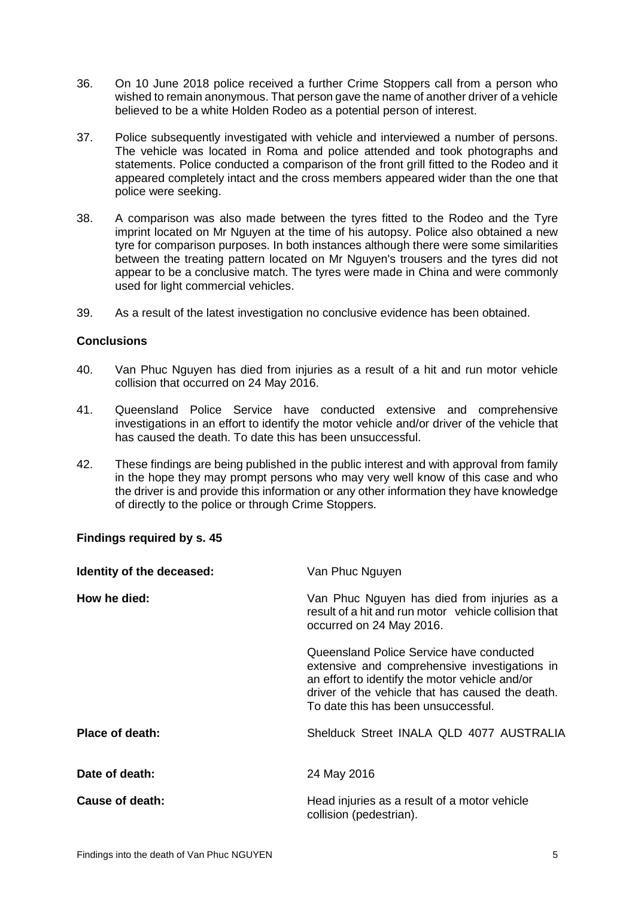36. On 10 June 2018 police received a further Crime Stoppers call from a person who wished to remain anonymous. That person gave the name of another driver of a vehicle believed to be a white Holden Rodeo as a potential person of interest.

37. Police subsequently investigated with vehicle and interviewed a number of persons. The vehicle was located in Roma and police attended and took photographs and statements. Police conducted a comparison of the front grill fitted to the Rodeo and it appeared completely intact and the cross members appeared wider than the one that police were seeking.

38. A comparison was also made between the tyres fitted to the Rodeo and the Tyre imprint located on Mr Nguyen at the time of his autopsy. Police also obtained a new tyre for comparison purposes. In both instances although there were some similarities between the treating pattern located on Mr Nguyen's trousers and the tyres did not appear to be a conclusive match. The tyres were made in China and were commonly used for light commercial vehicles.

39. As a result of the latest investigation no conclusive evidence has been obtained.

## Conclusions

40. Van Phuc Nguyen has died from injuries as a result of a hit and run motor vehicle collision that occurred on 24 May 2016.

41. Queensland Police Service have conducted extensive and comprehensive investigations in an effort to identify the motor vehicle and/or driver of the vehicle that has caused the death. To date this has been unsuccessful.

42. These findings are being published in the public interest and with approval from family in the hope they may prompt persons who may very well know of this case and who the driver is and provide this information or any other information they have knowledge of directly to the police or through Crime Stoppers.

## Findings required by s. 45

**Identity of the deceased:** Van Phuc Nguyen

**How he died:** Van Phuc Nguyen has died from injuries as a result of a hit and run motor vehicle collision that occurred on 24 May 2016.

Queensland Police Service have conducted extensive and comprehensive investigations in an effort to identify the motor vehicle and/or driver of the vehicle that has caused the death. To date this has been unsuccessful.

**Place of death:** Shelduck Street INALA QLD 4077 AUSTRALIA

**Date of death:** 24 May 2016

**Cause of death:** Head injuries as a result of a motor vehicle collision (pedestrian).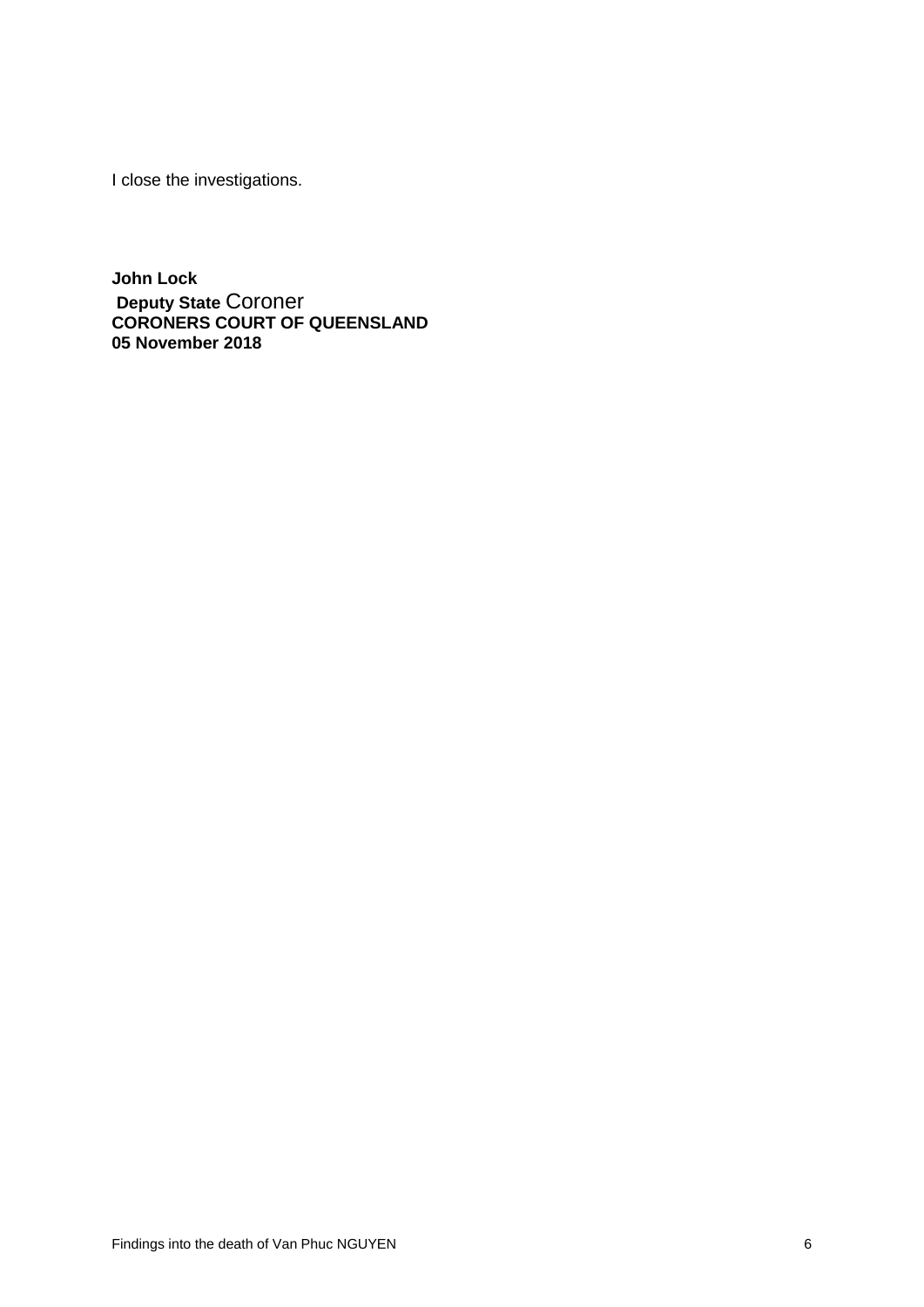I close the investigations.

**John Lock**
**Deputy State** Coroner
**CORONERS COURT OF QUEENSLAND**
**05 November 2018**